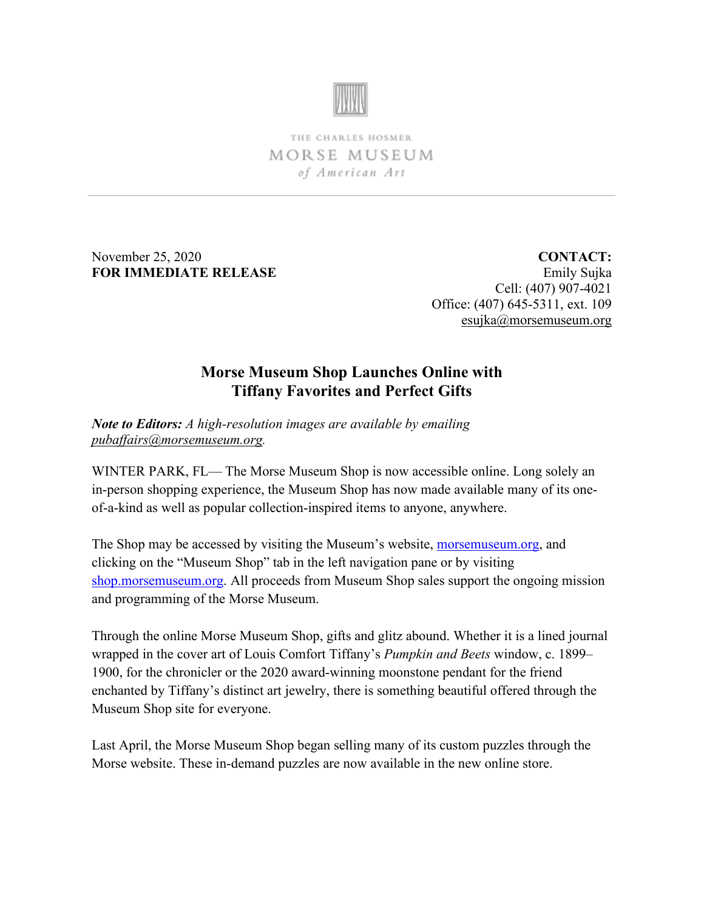THE CHARLES HOSMER

MORSE MUSEUM

*of American Art*

November 25, 2020
**FOR IMMEDIATE RELEASE**

**CONTACT:**
Emily Sujka
Cell: (407) 907-4021
Office: (407) 645-5311, ext. 109
esujka@morsemuseum.org

## Morse Museum Shop Launches Online with Tiffany Favorites and Perfect Gifts

***Note to Editors:*** *A high-resolution images are available by emailing pubaffairs@morsemuseum.org.*

WINTER PARK, FL— The Morse Museum Shop is now accessible online. Long solely an in-person shopping experience, the Museum Shop has now made available many of its one-of-a-kind as well as popular collection-inspired items to anyone, anywhere.

The Shop may be accessed by visiting the Museum's website, morsemuseum.org, and clicking on the "Museum Shop" tab in the left navigation pane or by visiting shop.morsemuseum.org. All proceeds from Museum Shop sales support the ongoing mission and programming of the Morse Museum.

Through the online Morse Museum Shop, gifts and glitz abound. Whether it is a lined journal wrapped in the cover art of Louis Comfort Tiffany's *Pumpkin and Beets* window, c. 1899–1900, for the chronicler or the 2020 award-winning moonstone pendant for the friend enchanted by Tiffany's distinct art jewelry, there is something beautiful offered through the Museum Shop site for everyone.

Last April, the Morse Museum Shop began selling many of its custom puzzles through the Morse website. These in-demand puzzles are now available in the new online store.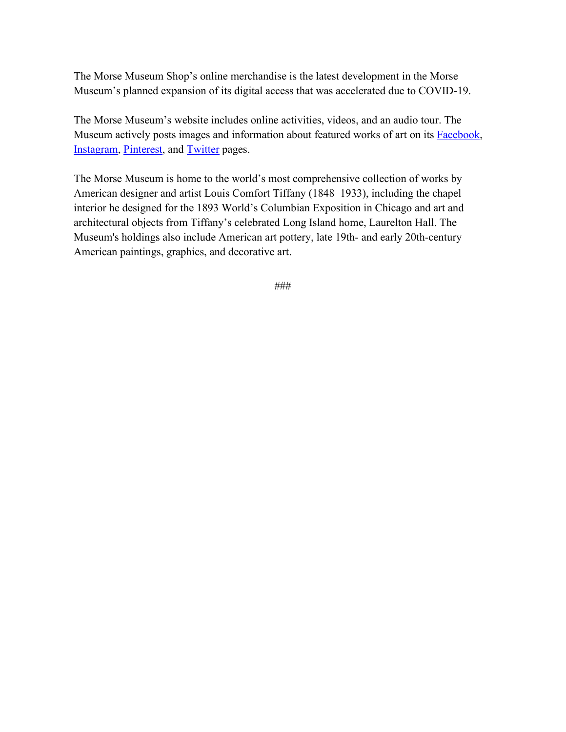The Morse Museum Shop’s online merchandise is the latest development in the Morse Museum’s planned expansion of its digital access that was accelerated due to COVID-19.

The Morse Museum’s website includes online activities, videos, and an audio tour. The Museum actively posts images and information about featured works of art on its Facebook, Instagram, Pinterest, and Twitter pages.

The Morse Museum is home to the world’s most comprehensive collection of works by American designer and artist Louis Comfort Tiffany (1848–1933), including the chapel interior he designed for the 1893 World’s Columbian Exposition in Chicago and art and architectural objects from Tiffany’s celebrated Long Island home, Laurelton Hall. The Museum's holdings also include American art pottery, late 19th- and early 20th-century American paintings, graphics, and decorative art.

###